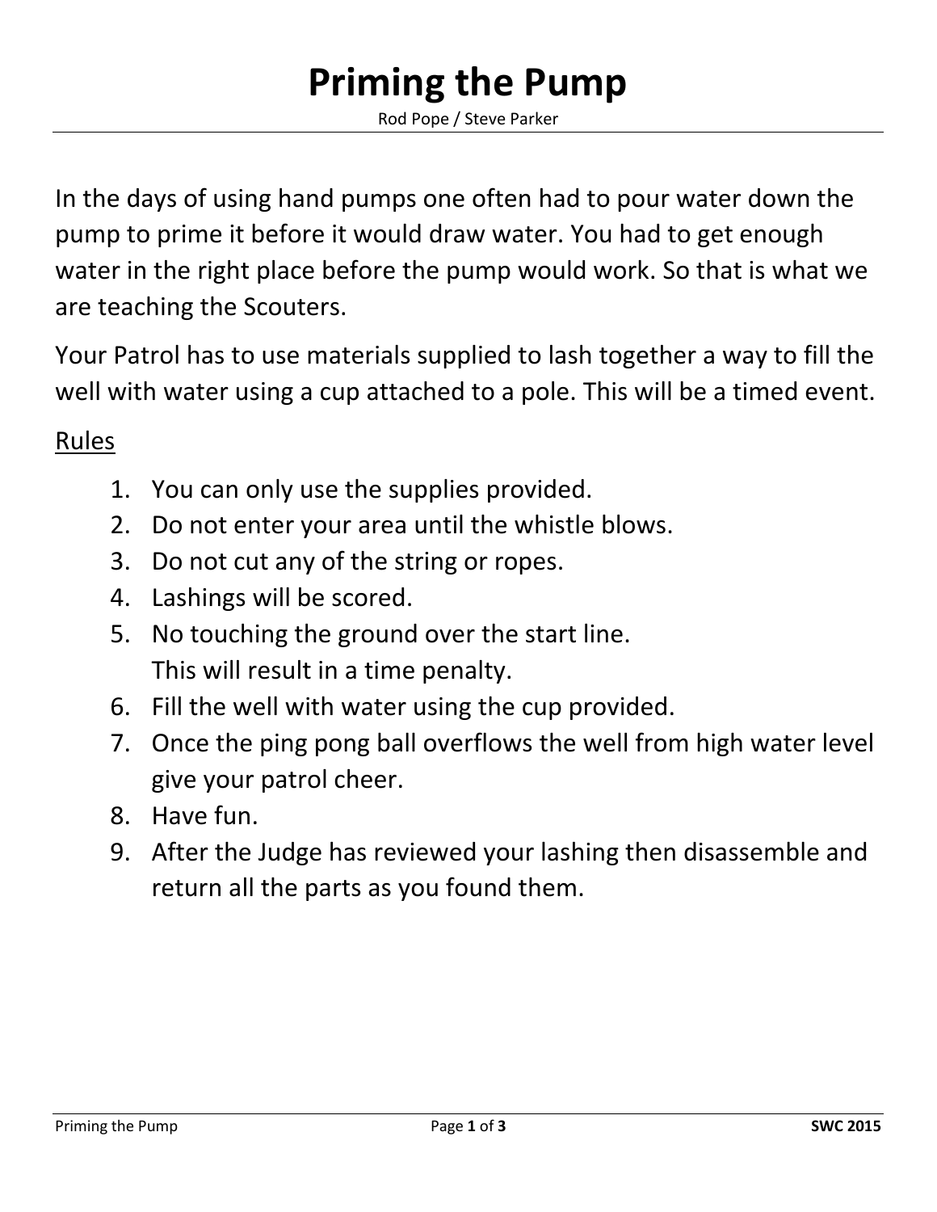# Priming the Pump

Rod Pope / Steve Parker

In the days of using hand pumps one often had to pour water down the pump to prime it before it would draw water. You had to get enough water in the right place before the pump would work. So that is what we are teaching the Scouters.

Your Patrol has to use materials supplied to lash together a way to fill the well with water using a cup attached to a pole. This will be a timed event.

<u>Rules</u>

1. You can only use the supplies provided.
2. Do not enter your area until the whistle blows.
3. Do not cut any of the string or ropes.
4. Lashings will be scored.
5. No touching the ground over the start line.
   This will result in a time penalty.
6. Fill the well with water using the cup provided.
7. Once the ping pong ball overflows the well from high water level give your patrol cheer.
8. Have fun.
9. After the Judge has reviewed your lashing then disassemble and return all the parts as you found them.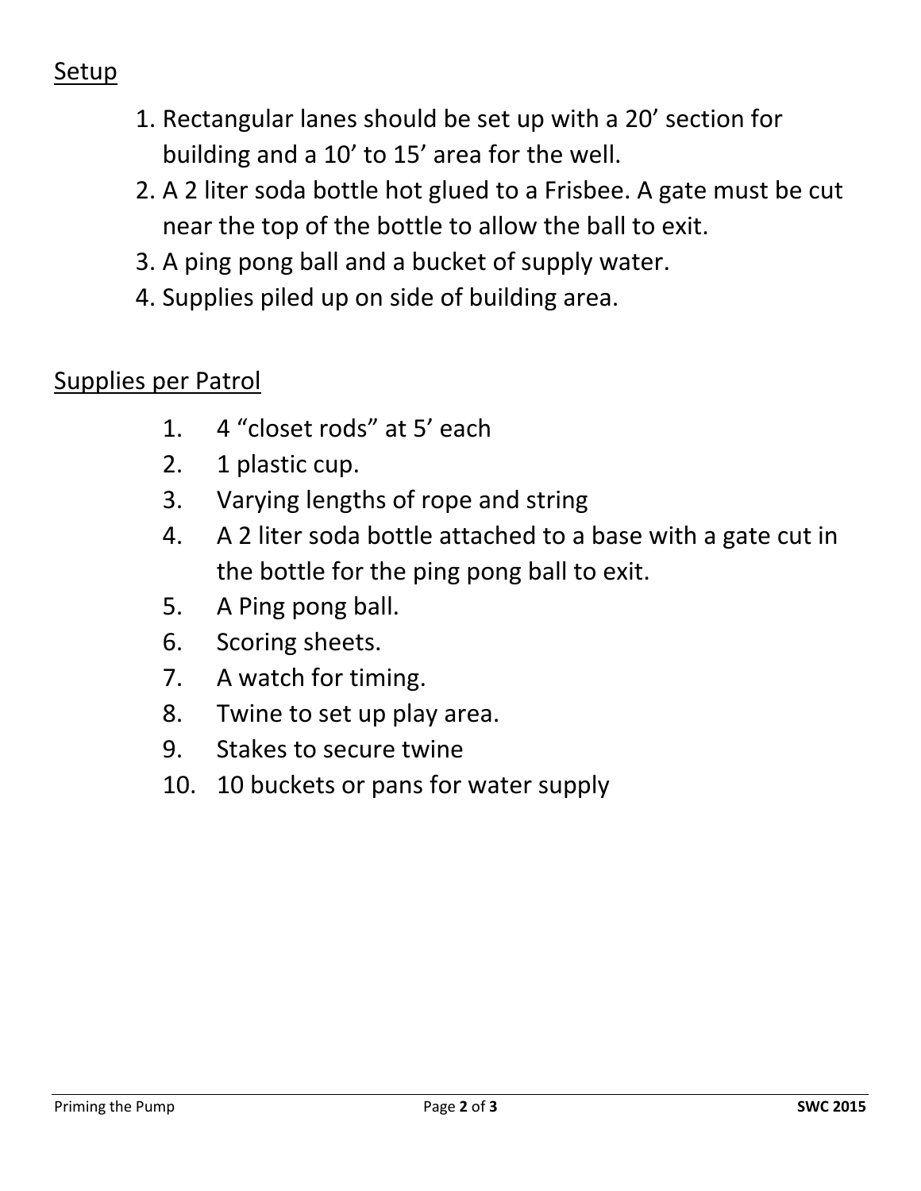## Setup

1. Rectangular lanes should be set up with a 20’ section for building and a 10’ to 15’ area for the well.
2. A 2 liter soda bottle hot glued to a Frisbee. A gate must be cut near the top of the bottle to allow the ball to exit.
3. A ping pong ball and a bucket of supply water.
4. Supplies piled up on side of building area.

## Supplies per Patrol

1. 4 “closet rods” at 5’ each
2. 1 plastic cup.
3. Varying lengths of rope and string
4. A 2 liter soda bottle attached to a base with a gate cut in the bottle for the ping pong ball to exit.
5. A Ping pong ball.
6. Scoring sheets.
7. A watch for timing.
8. Twine to set up play area.
9. Stakes to secure twine
10. 10 buckets or pans for water supply